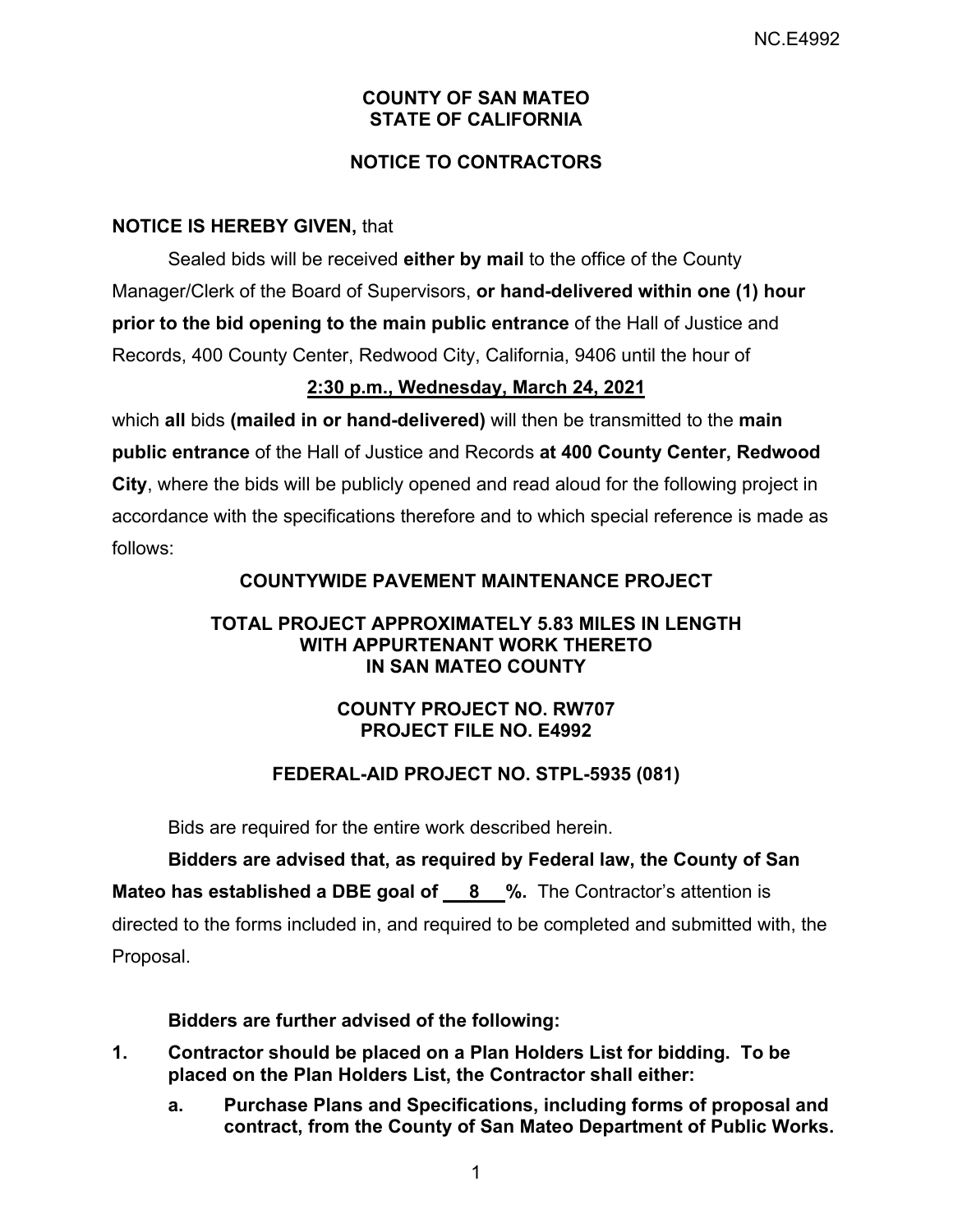**COUNTY OF SAN MATEO**
**STATE OF CALIFORNIA**

**NOTICE TO CONTRACTORS**

**NOTICE IS HEREBY GIVEN,** that

Sealed bids will be received **either by mail** to the office of the County Manager/Clerk of the Board of Supervisors, **or hand-delivered within one (1) hour prior to the bid opening to the main public entrance** of the Hall of Justice and Records, 400 County Center, Redwood City, California, 9406 until the hour of

**2:30 p.m., Wednesday, March 24, 2021**

which **all** bids **(mailed in or hand-delivered)** will then be transmitted to the **main public entrance** of the Hall of Justice and Records **at 400 County Center, Redwood City**, where the bids will be publicly opened and read aloud for the following project in accordance with the specifications therefore and to which special reference is made as follows:

**COUNTYWIDE PAVEMENT MAINTENANCE PROJECT**

**TOTAL PROJECT APPROXIMATELY 5.83 MILES IN LENGTH WITH APPURTENANT WORK THERETO IN SAN MATEO COUNTY**

**COUNTY PROJECT NO. RW707**
**PROJECT FILE NO. E4992**

**FEDERAL-AID PROJECT NO. STPL-5935 (081)**

Bids are required for the entire work described herein.

**Bidders are advised that, as required by Federal law, the County of San Mateo has established a DBE goal of 8 %.** The Contractor's attention is directed to the forms included in, and required to be completed and submitted with, the Proposal.

**Bidders are further advised of the following:**

1. **Contractor should be placed on a Plan Holders List for bidding. To be placed on the Plan Holders List, the Contractor shall either:**
   a. **Purchase Plans and Specifications, including forms of proposal and contract, from the County of San Mateo Department of Public Works.**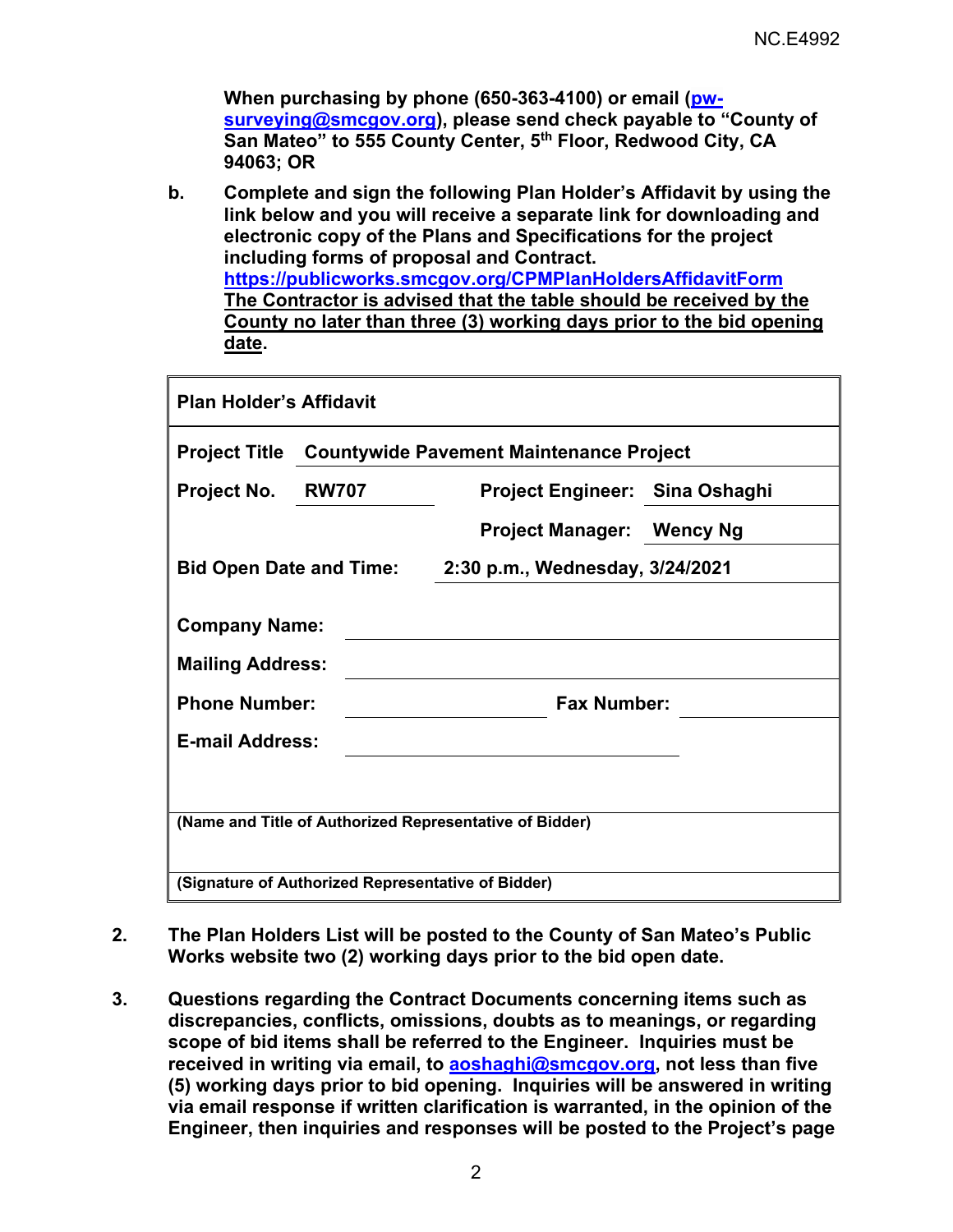**When purchasing by phone (650-363-4100) or email ([pw-surveying@smcgov.org](mailto:pw-surveying@smcgov.org)), please send check payable to "County of San Mateo" to 555 County Center, 5th Floor, Redwood City, CA 94063; OR**

**b.** **Complete and sign the following Plan Holder's Affidavit by using the link below and you will receive a separate link for downloading and electronic copy of the Plans and Specifications for the project including forms of proposal and Contract.**
**[https://publicworks.smcgov.org/CPMPlanHoldersAffidavitForm](https://publicworks.smcgov.org/CPMPlanHoldersAffidavitForm)**
**<u>The Contractor is advised that the table should be received by the County no later than three (3) working days prior to the bid opening date</u>.**

| **Plan Holder's Affidavit** | | | |
|---|---|---|---|
| **Project Title** | **Countywide Pavement Maintenance Project** | | |
| **Project No.** | **RW707** | **Project Engineer:** | **Sina Oshaghi** |
| | | **Project Manager:** | **Wency Ng** |
| **Bid Open Date and Time:** | **2:30 p.m., Wednesday, 3/24/2021** | | |
| **Company Name:** | | | |
| **Mailing Address:** | | | |
| **Phone Number:** | | **Fax Number:** | |
| **E-mail Address:** | | | |
| **(Name and Title of Authorized Representative of Bidder)** | | | |
| **(Signature of Authorized Representative of Bidder)** | | | |

**2.** **The Plan Holders List will be posted to the County of San Mateo's Public Works website two (2) working days prior to the bid open date.**

**3.** **Questions regarding the Contract Documents concerning items such as discrepancies, conflicts, omissions, doubts as to meanings, or regarding scope of bid items shall be referred to the Engineer. Inquiries must be received in writing via email, to [aoshaghi@smcgov.org](mailto:aoshaghi@smcgov.org), not less than five (5) working days prior to bid opening. Inquiries will be answered in writing via email response if written clarification is warranted, in the opinion of the Engineer, then inquiries and responses will be posted to the Project's page**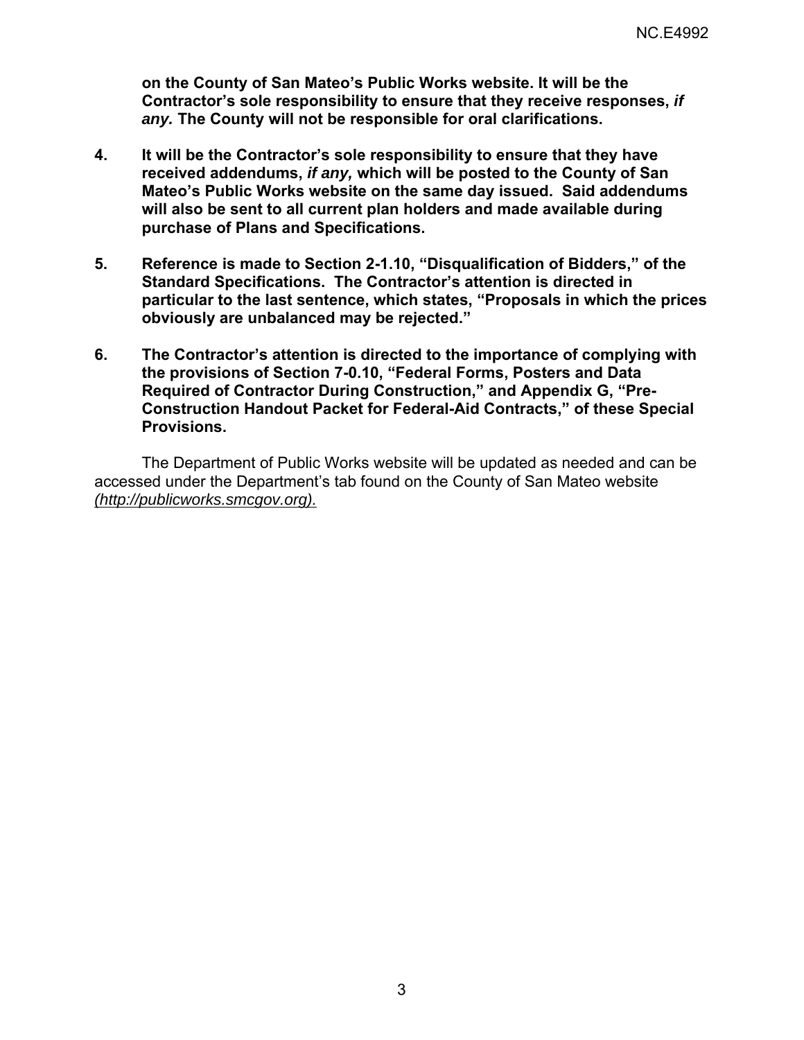**on the County of San Mateo's Public Works website. It will be the Contractor's sole responsibility to ensure that they receive responses, *if any.* The County will not be responsible for oral clarifications.**

4. **It will be the Contractor's sole responsibility to ensure that they have received addendums, *if any,* which will be posted to the County of San Mateo's Public Works website on the same day issued. Said addendums will also be sent to all current plan holders and made available during purchase of Plans and Specifications.**

5. **Reference is made to Section 2-1.10, "Disqualification of Bidders," of the Standard Specifications. The Contractor's attention is directed in particular to the last sentence, which states, "Proposals in which the prices obviously are unbalanced may be rejected."**

6. **The Contractor's attention is directed to the importance of complying with the provisions of Section 7-0.10, "Federal Forms, Posters and Data Required of Contractor During Construction," and Appendix G, "Pre-Construction Handout Packet for Federal-Aid Contracts," of these Special Provisions.**

The Department of Public Works website will be updated as needed and can be accessed under the Department's tab found on the County of San Mateo website *(http://publicworks.smcgov.org).*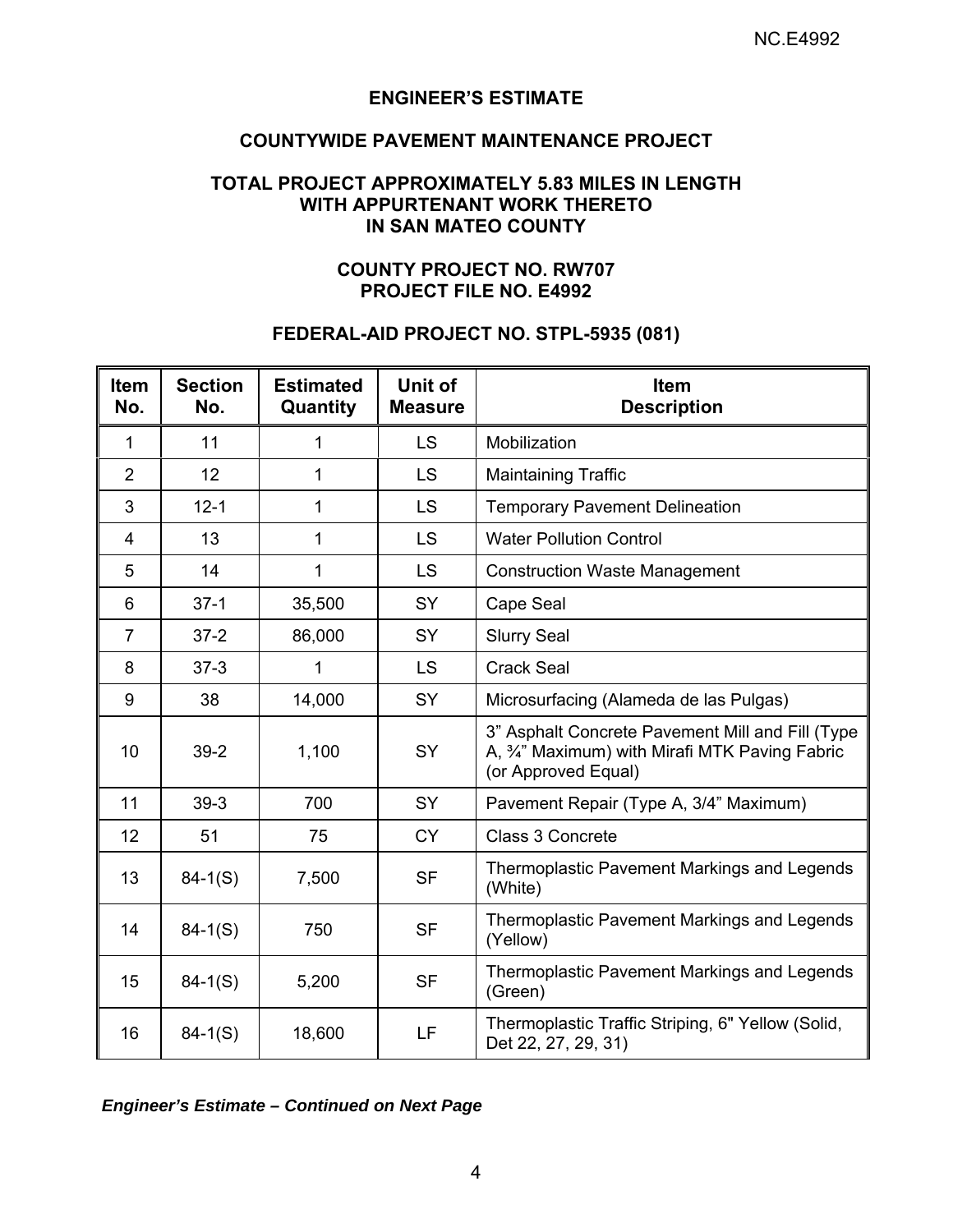## ENGINEER'S ESTIMATE

## COUNTYWIDE PAVEMENT MAINTENANCE PROJECT

### TOTAL PROJECT APPROXIMATELY 5.83 MILES IN LENGTH WITH APPURTENANT WORK THERETO IN SAN MATEO COUNTY

### COUNTY PROJECT NO. RW707
### PROJECT FILE NO. E4992

### FEDERAL-AID PROJECT NO. STPL-5935 (081)

| Item No. | Section No. | Estimated Quantity | Unit of Measure | Item Description |
|---|---|---|---|---|
| 1 | 11 | 1 | LS | Mobilization |
| 2 | 12 | 1 | LS | Maintaining Traffic |
| 3 | 12-1 | 1 | LS | Temporary Pavement Delineation |
| 4 | 13 | 1 | LS | Water Pollution Control |
| 5 | 14 | 1 | LS | Construction Waste Management |
| 6 | 37-1 | 35,500 | SY | Cape Seal |
| 7 | 37-2 | 86,000 | SY | Slurry Seal |
| 8 | 37-3 | 1 | LS | Crack Seal |
| 9 | 38 | 14,000 | SY | Microsurfacing (Alameda de las Pulgas) |
| 10 | 39-2 | 1,100 | SY | 3" Asphalt Concrete Pavement Mill and Fill (Type A, ¾" Maximum) with Mirafi MTK Paving Fabric (or Approved Equal) |
| 11 | 39-3 | 700 | SY | Pavement Repair (Type A, 3/4" Maximum) |
| 12 | 51 | 75 | CY | Class 3 Concrete |
| 13 | 84-1(S) | 7,500 | SF | Thermoplastic Pavement Markings and Legends (White) |
| 14 | 84-1(S) | 750 | SF | Thermoplastic Pavement Markings and Legends (Yellow) |
| 15 | 84-1(S) | 5,200 | SF | Thermoplastic Pavement Markings and Legends (Green) |
| 16 | 84-1(S) | 18,600 | LF | Thermoplastic Traffic Striping, 6" Yellow (Solid, Det 22, 27, 29, 31) |

***Engineer's Estimate – Continued on Next Page***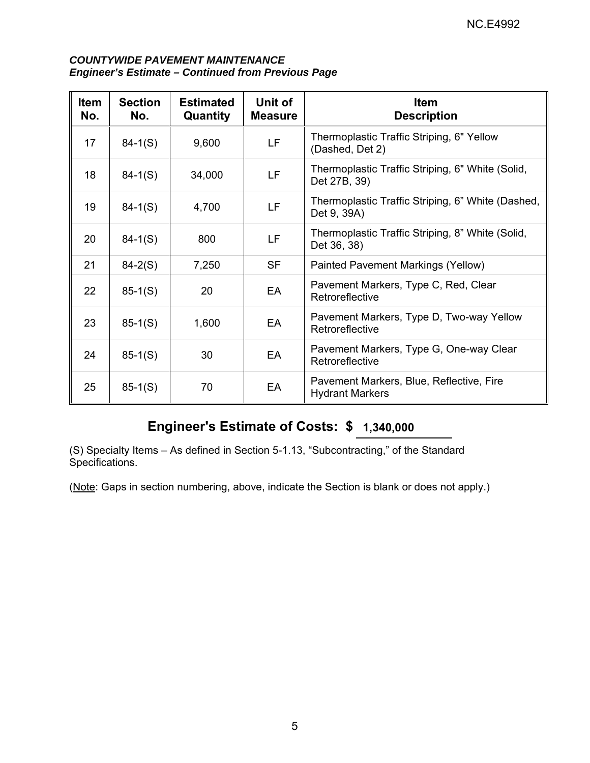***COUNTYWIDE PAVEMENT MAINTENANCE***
***Engineer's Estimate – Continued from Previous Page***

| Item No. | Section No. | Estimated Quantity | Unit of Measure | Item Description |
|---|---|---|---|---|
| 17 | 84-1(S) | 9,600 | LF | Thermoplastic Traffic Striping, 6" Yellow (Dashed, Det 2) |
| 18 | 84-1(S) | 34,000 | LF | Thermoplastic Traffic Striping, 6" White (Solid, Det 27B, 39) |
| 19 | 84-1(S) | 4,700 | LF | Thermoplastic Traffic Striping, 6" White (Dashed, Det 9, 39A) |
| 20 | 84-1(S) | 800 | LF | Thermoplastic Traffic Striping, 8" White (Solid, Det 36, 38) |
| 21 | 84-2(S) | 7,250 | SF | Painted Pavement Markings (Yellow) |
| 22 | 85-1(S) | 20 | EA | Pavement Markers, Type C, Red, Clear Retroreflective |
| 23 | 85-1(S) | 1,600 | EA | Pavement Markers, Type D, Two-way Yellow Retroreflective |
| 24 | 85-1(S) | 30 | EA | Pavement Markers, Type G, One-way Clear Retroreflective |
| 25 | 85-1(S) | 70 | EA | Pavement Markers, Blue, Reflective, Fire Hydrant Markers |

**Engineer's Estimate of Costs: $ 1,340,000**

(S) Specialty Items – As defined in Section 5-1.13, "Subcontracting," of the Standard Specifications.

(Note: Gaps in section numbering, above, indicate the Section is blank or does not apply.)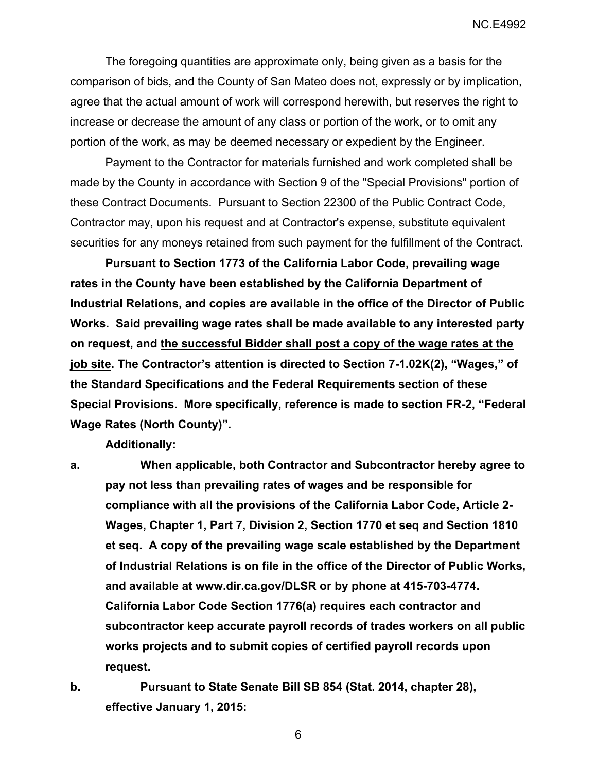The foregoing quantities are approximate only, being given as a basis for the comparison of bids, and the County of San Mateo does not, expressly or by implication, agree that the actual amount of work will correspond herewith, but reserves the right to increase or decrease the amount of any class or portion of the work, or to omit any portion of the work, as may be deemed necessary or expedient by the Engineer.

Payment to the Contractor for materials furnished and work completed shall be made by the County in accordance with Section 9 of the "Special Provisions" portion of these Contract Documents. Pursuant to Section 22300 of the Public Contract Code, Contractor may, upon his request and at Contractor's expense, substitute equivalent securities for any moneys retained from such payment for the fulfillment of the Contract.

**Pursuant to Section 1773 of the California Labor Code, prevailing wage rates in the County have been established by the California Department of Industrial Relations, and copies are available in the office of the Director of Public Works. Said prevailing wage rates shall be made available to any interested party on request, and <u>the successful Bidder shall post a copy of the wage rates at the job site</u>. The Contractor's attention is directed to Section 7-1.02K(2), "Wages," of the Standard Specifications and the Federal Requirements section of these Special Provisions. More specifically, reference is made to section FR-2, "Federal Wage Rates (North County)".**

**Additionally:**

**a. When applicable, both Contractor and Subcontractor hereby agree to pay not less than prevailing rates of wages and be responsible for compliance with all the provisions of the California Labor Code, Article 2-Wages, Chapter 1, Part 7, Division 2, Section 1770 et seq and Section 1810 et seq. A copy of the prevailing wage scale established by the Department of Industrial Relations is on file in the office of the Director of Public Works, and available at www.dir.ca.gov/DLSR or by phone at 415-703-4774. California Labor Code Section 1776(a) requires each contractor and subcontractor keep accurate payroll records of trades workers on all public works projects and to submit copies of certified payroll records upon request.**

**b. Pursuant to State Senate Bill SB 854 (Stat. 2014, chapter 28), effective January 1, 2015:**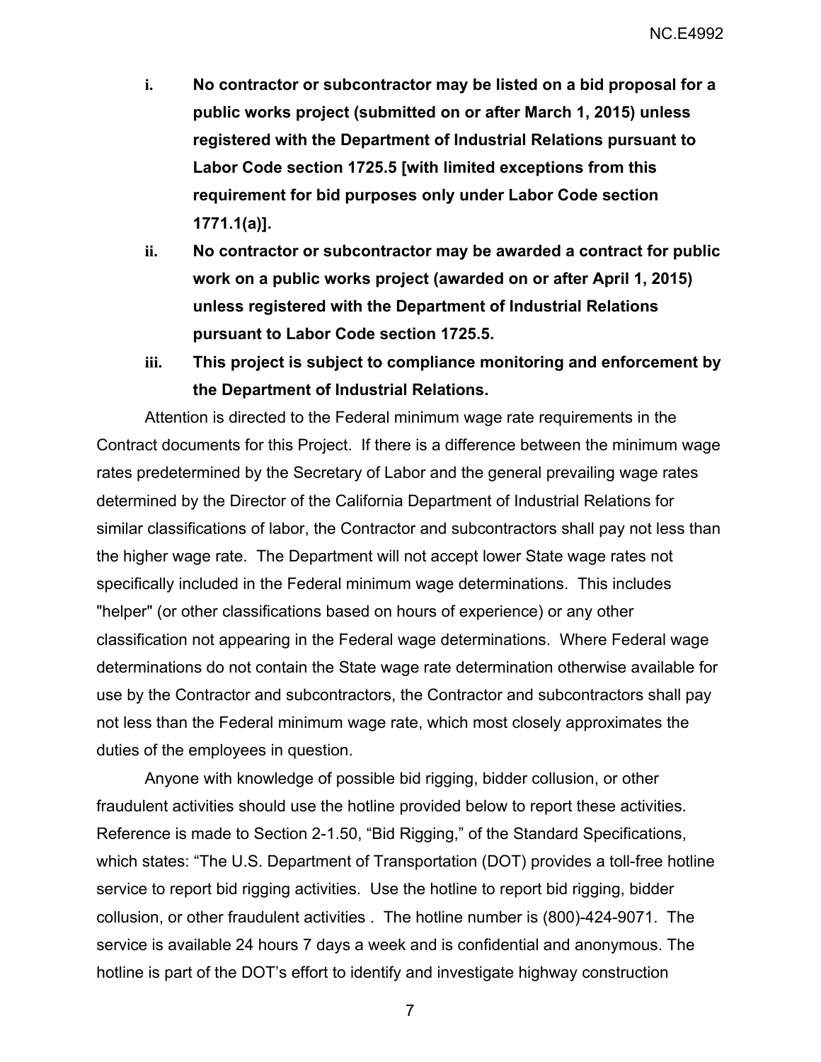i. **No contractor or subcontractor may be listed on a bid proposal for a public works project (submitted on or after March 1, 2015) unless registered with the Department of Industrial Relations pursuant to Labor Code section 1725.5 [with limited exceptions from this requirement for bid purposes only under Labor Code section 1771.1(a)].**

ii. **No contractor or subcontractor may be awarded a contract for public work on a public works project (awarded on or after April 1, 2015) unless registered with the Department of Industrial Relations pursuant to Labor Code section 1725.5.**

iii. **This project is subject to compliance monitoring and enforcement by the Department of Industrial Relations.**

Attention is directed to the Federal minimum wage rate requirements in the Contract documents for this Project. If there is a difference between the minimum wage rates predetermined by the Secretary of Labor and the general prevailing wage rates determined by the Director of the California Department of Industrial Relations for similar classifications of labor, the Contractor and subcontractors shall pay not less than the higher wage rate. The Department will not accept lower State wage rates not specifically included in the Federal minimum wage determinations. This includes "helper" (or other classifications based on hours of experience) or any other classification not appearing in the Federal wage determinations. Where Federal wage determinations do not contain the State wage rate determination otherwise available for use by the Contractor and subcontractors, the Contractor and subcontractors shall pay not less than the Federal minimum wage rate, which most closely approximates the duties of the employees in question.

Anyone with knowledge of possible bid rigging, bidder collusion, or other fraudulent activities should use the hotline provided below to report these activities. Reference is made to Section 2-1.50, "Bid Rigging," of the Standard Specifications, which states: "The U.S. Department of Transportation (DOT) provides a toll-free hotline service to report bid rigging activities. Use the hotline to report bid rigging, bidder collusion, or other fraudulent activities . The hotline number is (800)-424-9071. The service is available 24 hours 7 days a week and is confidential and anonymous. The hotline is part of the DOT's effort to identify and investigate highway construction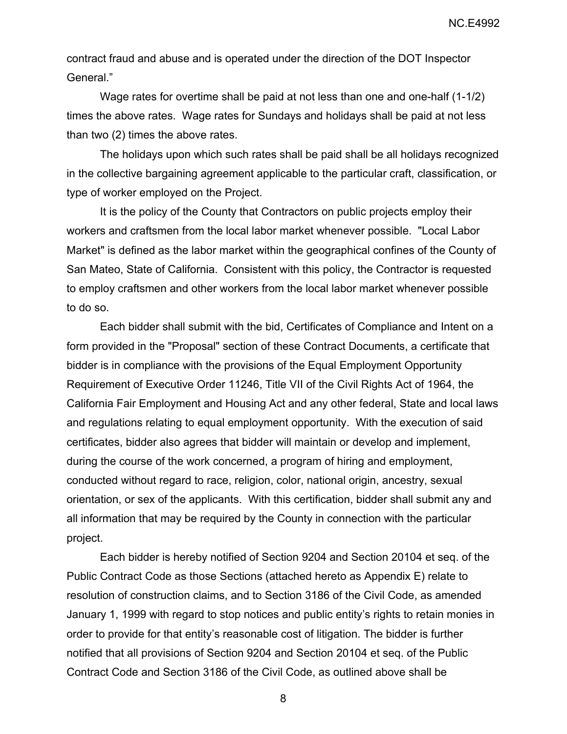contract fraud and abuse and is operated under the direction of the DOT Inspector General."

Wage rates for overtime shall be paid at not less than one and one-half (1-1/2) times the above rates. Wage rates for Sundays and holidays shall be paid at not less than two (2) times the above rates.

The holidays upon which such rates shall be paid shall be all holidays recognized in the collective bargaining agreement applicable to the particular craft, classification, or type of worker employed on the Project.

It is the policy of the County that Contractors on public projects employ their workers and craftsmen from the local labor market whenever possible. "Local Labor Market" is defined as the labor market within the geographical confines of the County of San Mateo, State of California. Consistent with this policy, the Contractor is requested to employ craftsmen and other workers from the local labor market whenever possible to do so.

Each bidder shall submit with the bid, Certificates of Compliance and Intent on a form provided in the "Proposal" section of these Contract Documents, a certificate that bidder is in compliance with the provisions of the Equal Employment Opportunity Requirement of Executive Order 11246, Title VII of the Civil Rights Act of 1964, the California Fair Employment and Housing Act and any other federal, State and local laws and regulations relating to equal employment opportunity. With the execution of said certificates, bidder also agrees that bidder will maintain or develop and implement, during the course of the work concerned, a program of hiring and employment, conducted without regard to race, religion, color, national origin, ancestry, sexual orientation, or sex of the applicants. With this certification, bidder shall submit any and all information that may be required by the County in connection with the particular project.

Each bidder is hereby notified of Section 9204 and Section 20104 et seq. of the Public Contract Code as those Sections (attached hereto as Appendix E) relate to resolution of construction claims, and to Section 3186 of the Civil Code, as amended January 1, 1999 with regard to stop notices and public entity's rights to retain monies in order to provide for that entity's reasonable cost of litigation. The bidder is further notified that all provisions of Section 9204 and Section 20104 et seq. of the Public Contract Code and Section 3186 of the Civil Code, as outlined above shall be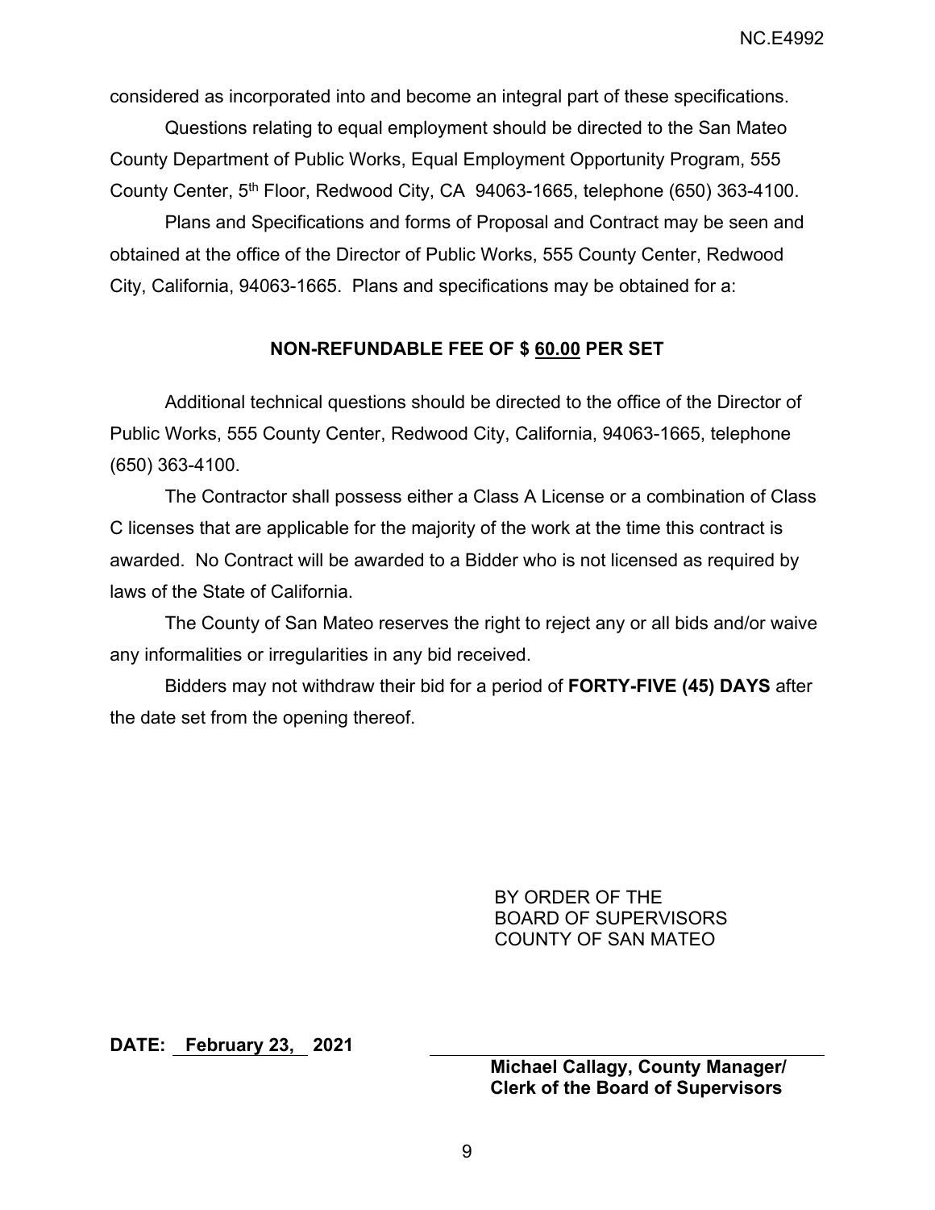considered as incorporated into and become an integral part of these specifications.

Questions relating to equal employment should be directed to the San Mateo County Department of Public Works, Equal Employment Opportunity Program, 555 County Center, 5th Floor, Redwood City, CA 94063-1665, telephone (650) 363-4100.

Plans and Specifications and forms of Proposal and Contract may be seen and obtained at the office of the Director of Public Works, 555 County Center, Redwood City, California, 94063-1665. Plans and specifications may be obtained for a:

**NON-REFUNDABLE FEE OF $ 60.00 PER SET**

Additional technical questions should be directed to the office of the Director of Public Works, 555 County Center, Redwood City, California, 94063-1665, telephone (650) 363-4100.

The Contractor shall possess either a Class A License or a combination of Class C licenses that are applicable for the majority of the work at the time this contract is awarded. No Contract will be awarded to a Bidder who is not licensed as required by laws of the State of California.

The County of San Mateo reserves the right to reject any or all bids and/or waive any informalities or irregularities in any bid received.

Bidders may not withdraw their bid for a period of **FORTY-FIVE (45) DAYS** after the date set from the opening thereof.

BY ORDER OF THE
BOARD OF SUPERVISORS
COUNTY OF SAN MATEO

**DATE: February 23, 2021**

**Michael Callagy, County Manager/**
**Clerk of the Board of Supervisors**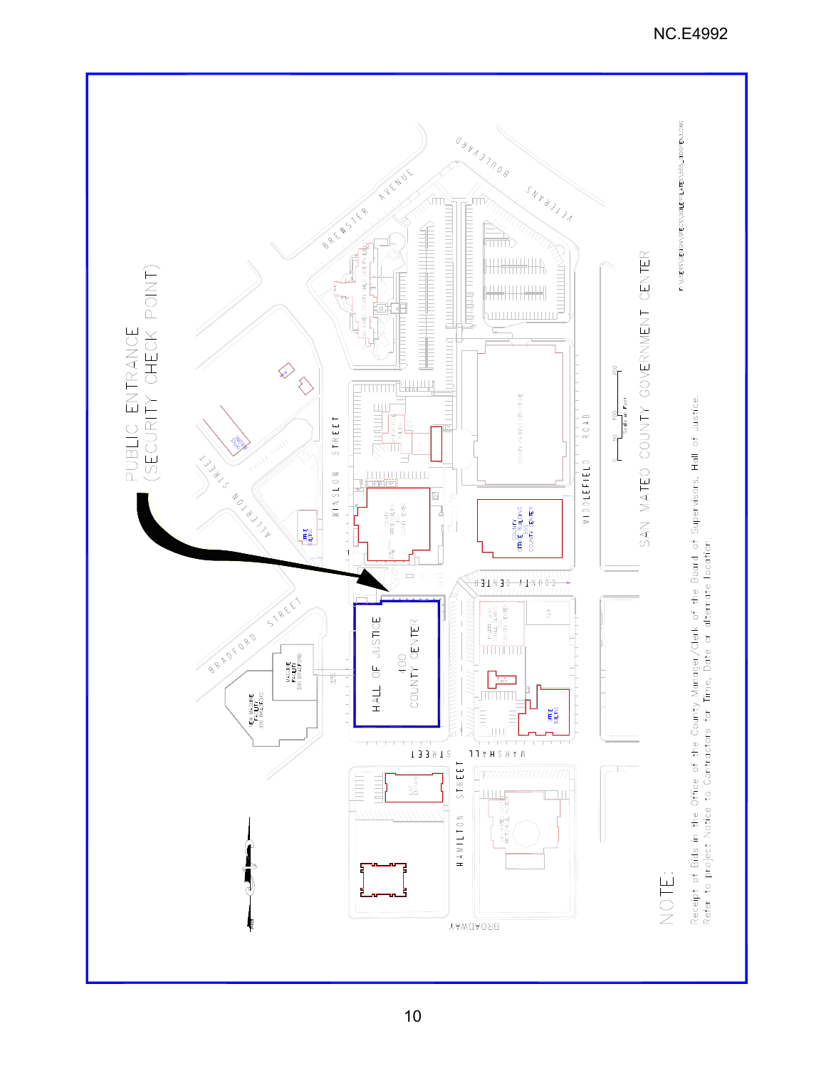NC.E4992

PUBLIC ENTRANCE
(SECURITY CHECK POINT)

HALL OF JUSTICE
400
COUNTY CENTER

SAN MATEO COUNTY GOVERNMENT CENTER

BREWSTER AVENUE

VETERANS BOULEVARD

WINSLOW STREET

MIDDLEFIELD ROAD

ALLERTON STREET

BRADFORD STREET

MARSHALL STREET

HAMILTON STREET

BROADWAY

COUNTY CENTER

0 50 100 200
Scale in Feet

NOTE:

Receipt of Bids in the Office of the County Manager/Clerk of the Board of Supervisors, Hall of Justice.
Refer to project Notice to Contractors for Time, Date or alternate location.